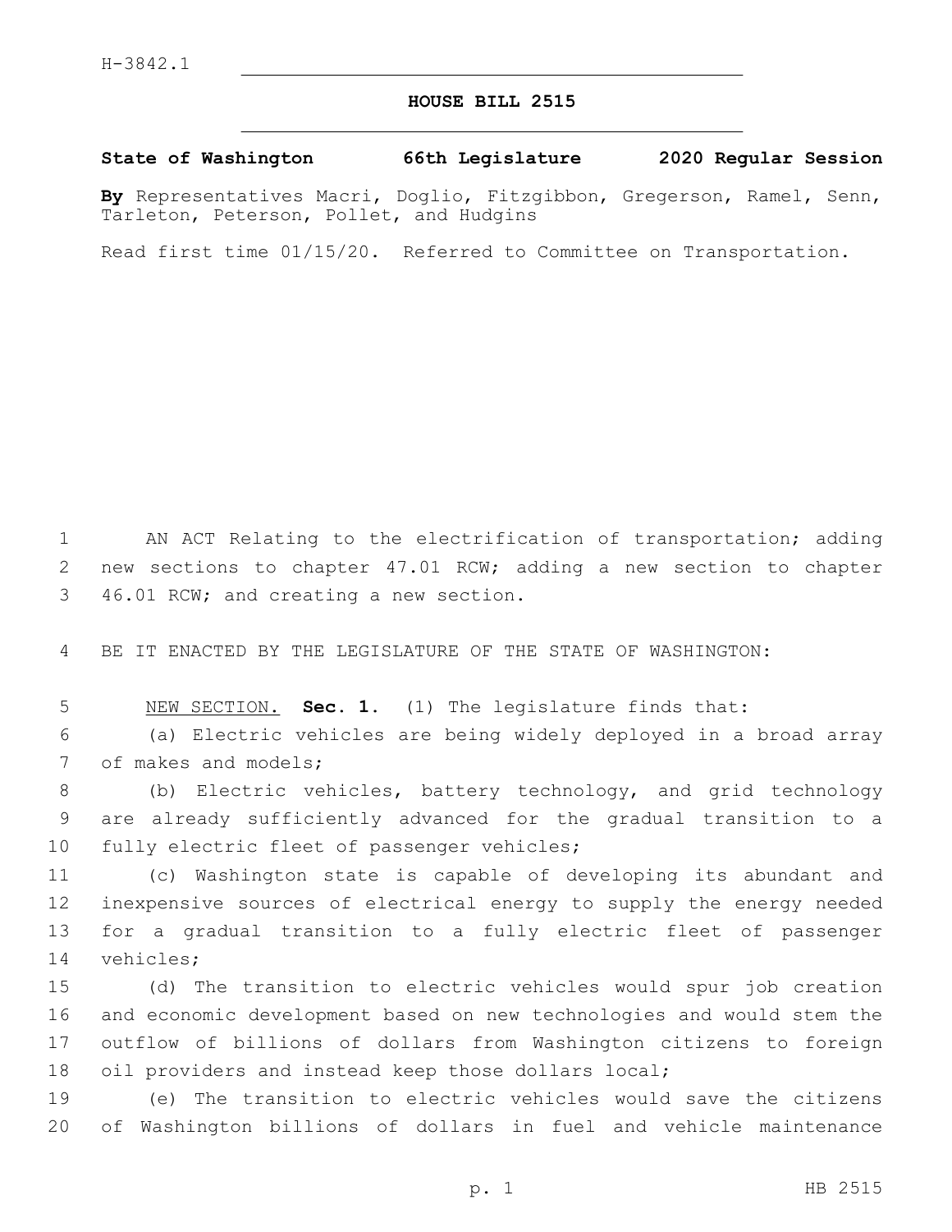H-3842.1

# HOUSE BILL 2515

**State of Washington 66th Legislature 2020 Regular Session**

**By** Representatives Macri, Doglio, Fitzgibbon, Gregerson, Ramel, Senn, Tarleton, Peterson, Pollet, and Hudgins

Read first time 01/15/20. Referred to Committee on Transportation.

AN ACT Relating to the electrification of transportation; adding new sections to chapter 47.01 RCW; adding a new section to chapter 46.01 RCW; and creating a new section.

BE IT ENACTED BY THE LEGISLATURE OF THE STATE OF WASHINGTON:

NEW SECTION. **Sec. 1.** (1) The legislature finds that:

(a) Electric vehicles are being widely deployed in a broad array of makes and models;

(b) Electric vehicles, battery technology, and grid technology are already sufficiently advanced for the gradual transition to a fully electric fleet of passenger vehicles;

(c) Washington state is capable of developing its abundant and inexpensive sources of electrical energy to supply the energy needed for a gradual transition to a fully electric fleet of passenger vehicles;

(d) The transition to electric vehicles would spur job creation and economic development based on new technologies and would stem the outflow of billions of dollars from Washington citizens to foreign oil providers and instead keep those dollars local;

(e) The transition to electric vehicles would save the citizens of Washington billions of dollars in fuel and vehicle maintenance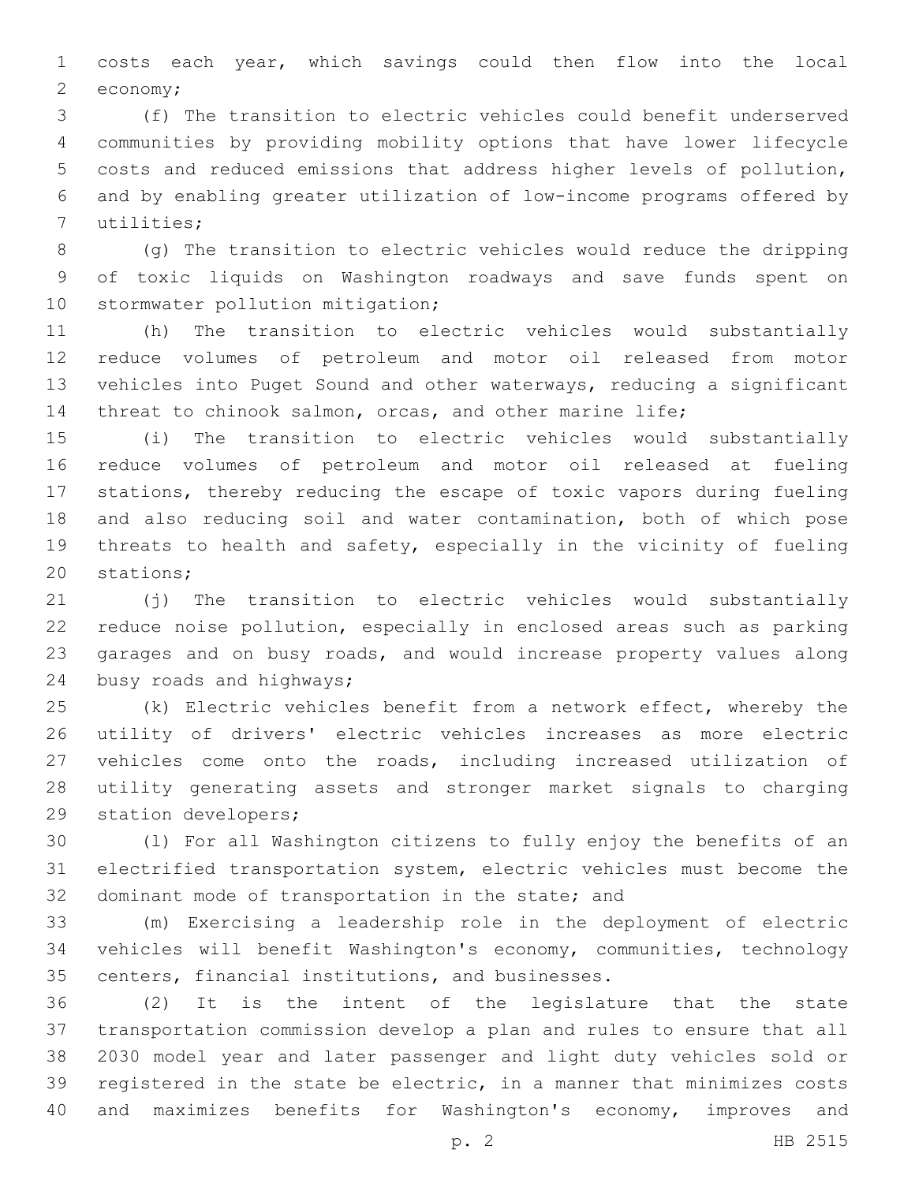costs each year, which savings could then flow into the local economy;

(f) The transition to electric vehicles could benefit underserved communities by providing mobility options that have lower lifecycle costs and reduced emissions that address higher levels of pollution, and by enabling greater utilization of low-income programs offered by utilities;

(g) The transition to electric vehicles would reduce the dripping of toxic liquids on Washington roadways and save funds spent on stormwater pollution mitigation;

(h) The transition to electric vehicles would substantially reduce volumes of petroleum and motor oil released from motor vehicles into Puget Sound and other waterways, reducing a significant threat to chinook salmon, orcas, and other marine life;

(i) The transition to electric vehicles would substantially reduce volumes of petroleum and motor oil released at fueling stations, thereby reducing the escape of toxic vapors during fueling and also reducing soil and water contamination, both of which pose threats to health and safety, especially in the vicinity of fueling stations;

(j) The transition to electric vehicles would substantially reduce noise pollution, especially in enclosed areas such as parking garages and on busy roads, and would increase property values along busy roads and highways;

(k) Electric vehicles benefit from a network effect, whereby the utility of drivers' electric vehicles increases as more electric vehicles come onto the roads, including increased utilization of utility generating assets and stronger market signals to charging station developers;

(l) For all Washington citizens to fully enjoy the benefits of an electrified transportation system, electric vehicles must become the dominant mode of transportation in the state; and

(m) Exercising a leadership role in the deployment of electric vehicles will benefit Washington's economy, communities, technology centers, financial institutions, and businesses.

(2) It is the intent of the legislature that the state transportation commission develop a plan and rules to ensure that all 2030 model year and later passenger and light duty vehicles sold or registered in the state be electric, in a manner that minimizes costs and maximizes benefits for Washington's economy, improves and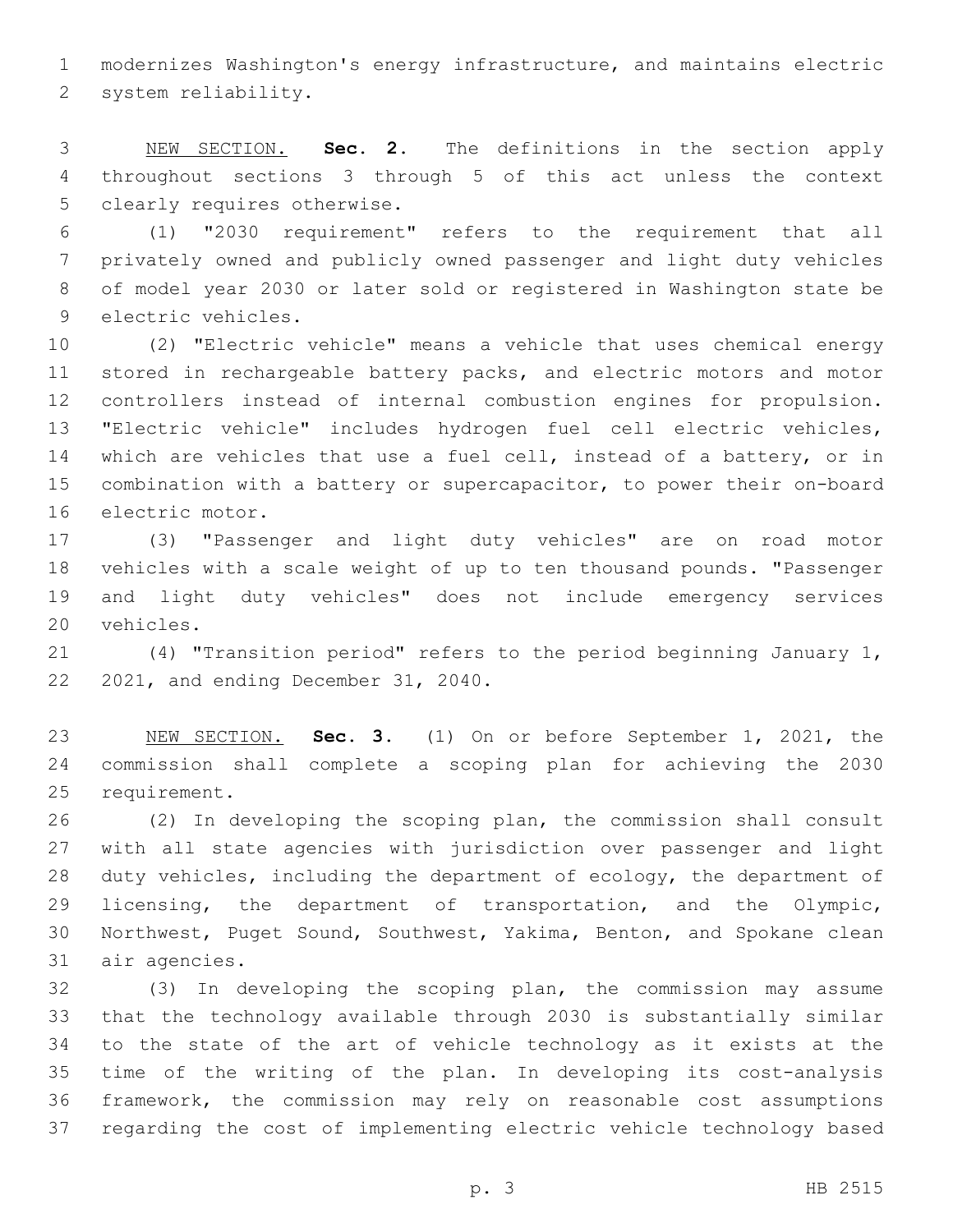modernizes Washington's energy infrastructure, and maintains electric system reliability.

NEW SECTION. **Sec. 2.** The definitions in the section apply throughout sections 3 through 5 of this act unless the context clearly requires otherwise.

(1) "2030 requirement" refers to the requirement that all privately owned and publicly owned passenger and light duty vehicles of model year 2030 or later sold or registered in Washington state be electric vehicles.

(2) "Electric vehicle" means a vehicle that uses chemical energy stored in rechargeable battery packs, and electric motors and motor controllers instead of internal combustion engines for propulsion. "Electric vehicle" includes hydrogen fuel cell electric vehicles, which are vehicles that use a fuel cell, instead of a battery, or in combination with a battery or supercapacitor, to power their on-board electric motor.

(3) "Passenger and light duty vehicles" are on road motor vehicles with a scale weight of up to ten thousand pounds. "Passenger and light duty vehicles" does not include emergency services vehicles.

(4) "Transition period" refers to the period beginning January 1, 2021, and ending December 31, 2040.

NEW SECTION. **Sec. 3.** (1) On or before September 1, 2021, the commission shall complete a scoping plan for achieving the 2030 requirement.

(2) In developing the scoping plan, the commission shall consult with all state agencies with jurisdiction over passenger and light duty vehicles, including the department of ecology, the department of licensing, the department of transportation, and the Olympic, Northwest, Puget Sound, Southwest, Yakima, Benton, and Spokane clean air agencies.

(3) In developing the scoping plan, the commission may assume that the technology available through 2030 is substantially similar to the state of the art of vehicle technology as it exists at the time of the writing of the plan. In developing its cost-analysis framework, the commission may rely on reasonable cost assumptions regarding the cost of implementing electric vehicle technology based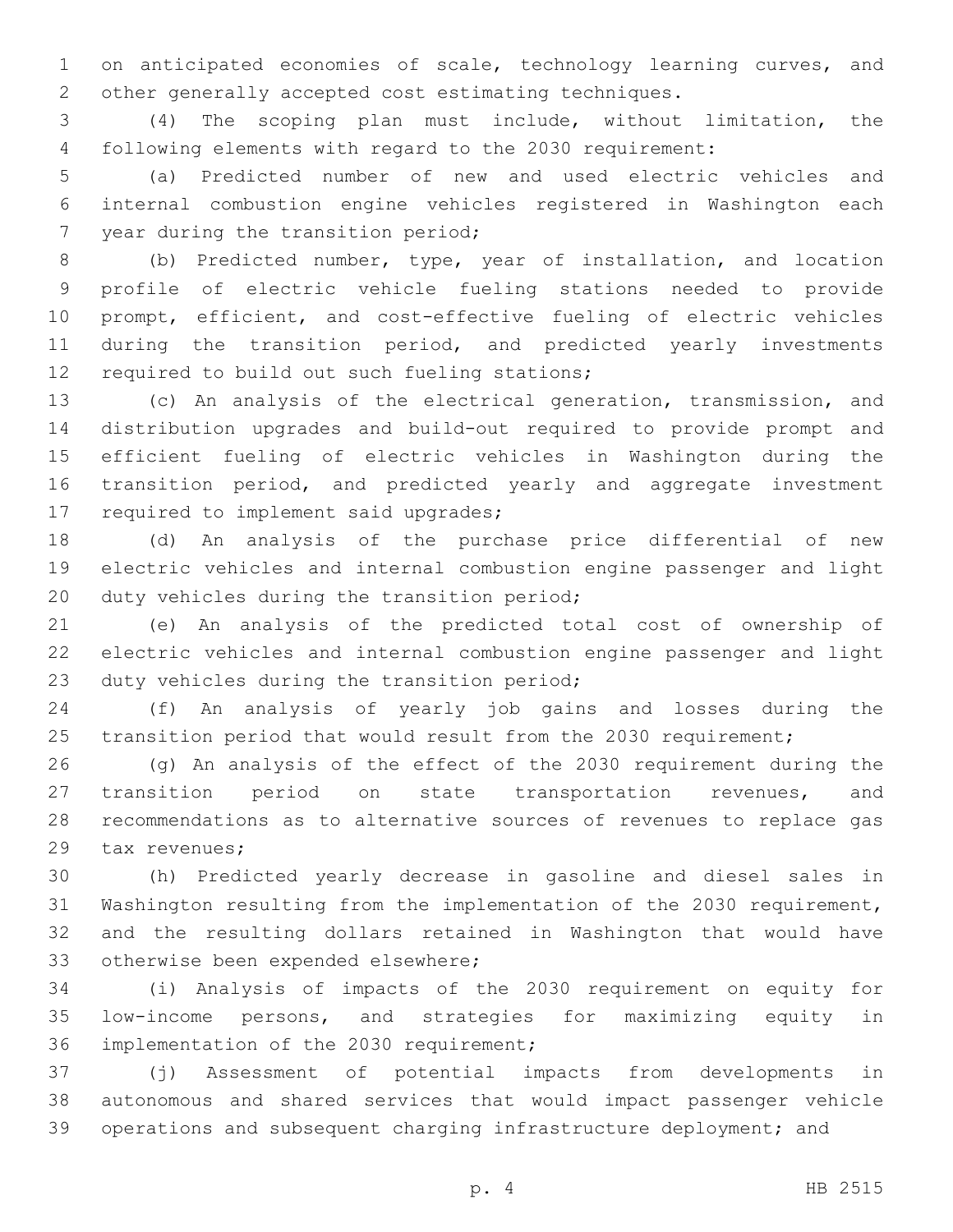on anticipated economies of scale, technology learning curves, and other generally accepted cost estimating techniques.

(4) The scoping plan must include, without limitation, the following elements with regard to the 2030 requirement:

(a) Predicted number of new and used electric vehicles and internal combustion engine vehicles registered in Washington each year during the transition period;

(b) Predicted number, type, year of installation, and location profile of electric vehicle fueling stations needed to provide prompt, efficient, and cost-effective fueling of electric vehicles during the transition period, and predicted yearly investments required to build out such fueling stations;

(c) An analysis of the electrical generation, transmission, and distribution upgrades and build-out required to provide prompt and efficient fueling of electric vehicles in Washington during the transition period, and predicted yearly and aggregate investment required to implement said upgrades;

(d) An analysis of the purchase price differential of new electric vehicles and internal combustion engine passenger and light duty vehicles during the transition period;

(e) An analysis of the predicted total cost of ownership of electric vehicles and internal combustion engine passenger and light duty vehicles during the transition period;

(f) An analysis of yearly job gains and losses during the transition period that would result from the 2030 requirement;

(g) An analysis of the effect of the 2030 requirement during the transition period on state transportation revenues, and recommendations as to alternative sources of revenues to replace gas tax revenues;

(h) Predicted yearly decrease in gasoline and diesel sales in Washington resulting from the implementation of the 2030 requirement, and the resulting dollars retained in Washington that would have otherwise been expended elsewhere;

(i) Analysis of impacts of the 2030 requirement on equity for low-income persons, and strategies for maximizing equity in implementation of the 2030 requirement;

(j) Assessment of potential impacts from developments in autonomous and shared services that would impact passenger vehicle operations and subsequent charging infrastructure deployment; and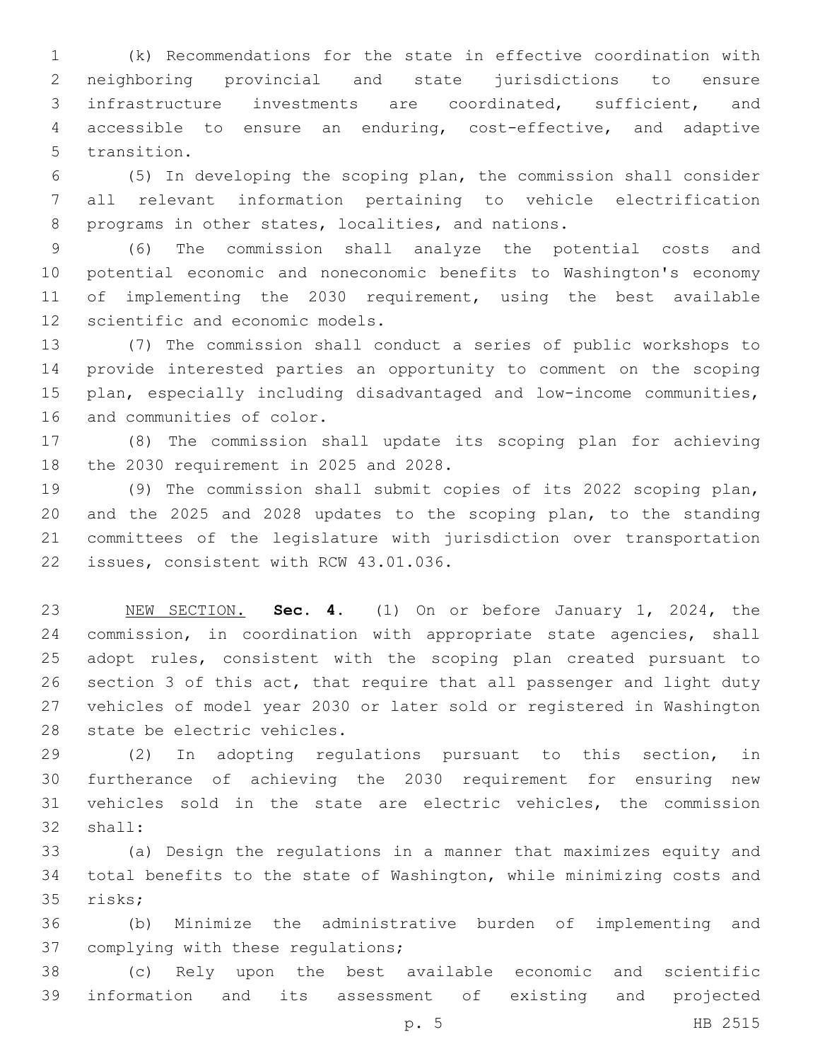(k) Recommendations for the state in effective coordination with neighboring provincial and state jurisdictions to ensure infrastructure investments are coordinated, sufficient, and accessible to ensure an enduring, cost-effective, and adaptive transition.

(5) In developing the scoping plan, the commission shall consider all relevant information pertaining to vehicle electrification programs in other states, localities, and nations.

(6) The commission shall analyze the potential costs and potential economic and noneconomic benefits to Washington's economy of implementing the 2030 requirement, using the best available scientific and economic models.

(7) The commission shall conduct a series of public workshops to provide interested parties an opportunity to comment on the scoping plan, especially including disadvantaged and low-income communities, and communities of color.

(8) The commission shall update its scoping plan for achieving the 2030 requirement in 2025 and 2028.

(9) The commission shall submit copies of its 2022 scoping plan, and the 2025 and 2028 updates to the scoping plan, to the standing committees of the legislature with jurisdiction over transportation issues, consistent with RCW 43.01.036.

NEW SECTION. **Sec. 4.** (1) On or before January 1, 2024, the commission, in coordination with appropriate state agencies, shall adopt rules, consistent with the scoping plan created pursuant to section 3 of this act, that require that all passenger and light duty vehicles of model year 2030 or later sold or registered in Washington state be electric vehicles.

(2) In adopting regulations pursuant to this section, in furtherance of achieving the 2030 requirement for ensuring new vehicles sold in the state are electric vehicles, the commission shall:

(a) Design the regulations in a manner that maximizes equity and total benefits to the state of Washington, while minimizing costs and risks;

(b) Minimize the administrative burden of implementing and complying with these regulations;

(c) Rely upon the best available economic and scientific information and its assessment of existing and projected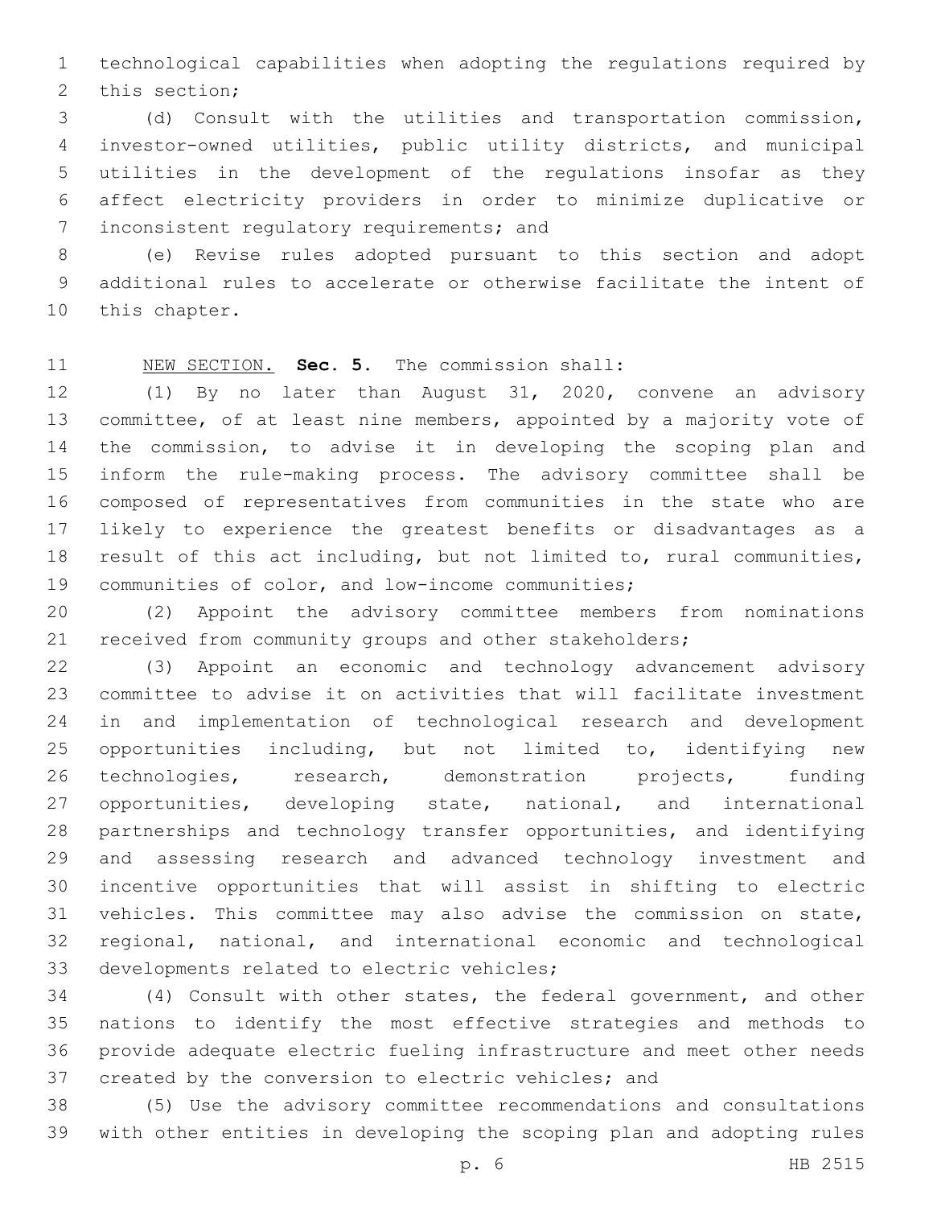technological capabilities when adopting the regulations required by this section;

(d) Consult with the utilities and transportation commission, investor-owned utilities, public utility districts, and municipal utilities in the development of the regulations insofar as they affect electricity providers in order to minimize duplicative or inconsistent regulatory requirements; and

(e) Revise rules adopted pursuant to this section and adopt additional rules to accelerate or otherwise facilitate the intent of this chapter.

NEW SECTION. **Sec. 5.** The commission shall:

(1) By no later than August 31, 2020, convene an advisory committee, of at least nine members, appointed by a majority vote of the commission, to advise it in developing the scoping plan and inform the rule-making process. The advisory committee shall be composed of representatives from communities in the state who are likely to experience the greatest benefits or disadvantages as a result of this act including, but not limited to, rural communities, communities of color, and low-income communities;

(2) Appoint the advisory committee members from nominations received from community groups and other stakeholders;

(3) Appoint an economic and technology advancement advisory committee to advise it on activities that will facilitate investment in and implementation of technological research and development opportunities including, but not limited to, identifying new technologies, research, demonstration projects, funding opportunities, developing state, national, and international partnerships and technology transfer opportunities, and identifying and assessing research and advanced technology investment and incentive opportunities that will assist in shifting to electric vehicles. This committee may also advise the commission on state, regional, national, and international economic and technological developments related to electric vehicles;

(4) Consult with other states, the federal government, and other nations to identify the most effective strategies and methods to provide adequate electric fueling infrastructure and meet other needs created by the conversion to electric vehicles; and

(5) Use the advisory committee recommendations and consultations with other entities in developing the scoping plan and adopting rules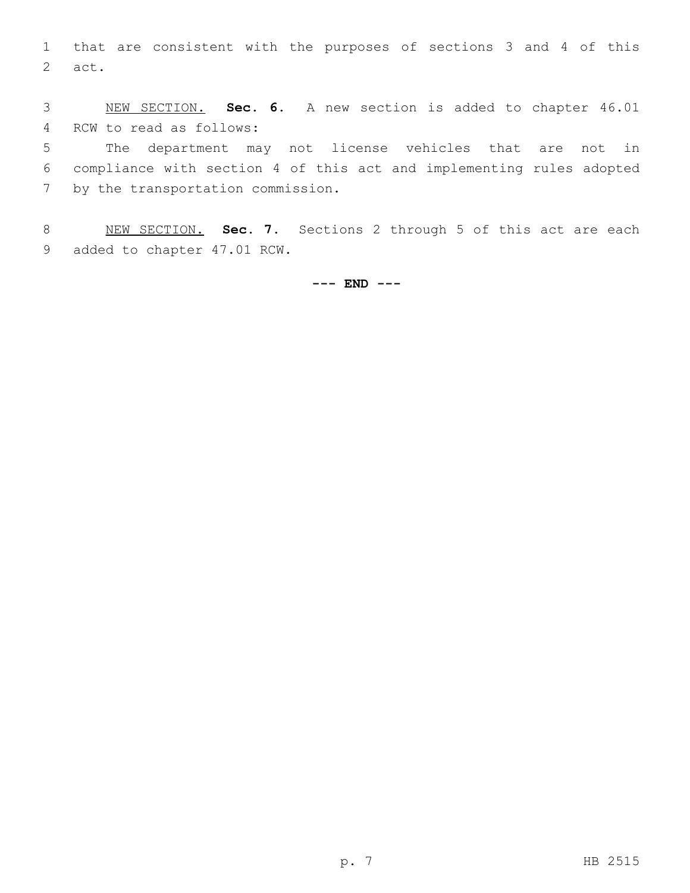that are consistent with the purposes of sections 3 and 4 of this act.

NEW SECTION. **Sec. 6.** A new section is added to chapter 46.01 RCW to read as follows:

The department may not license vehicles that are not in compliance with section 4 of this act and implementing rules adopted by the transportation commission.

NEW SECTION. **Sec. 7.** Sections 2 through 5 of this act are each added to chapter 47.01 RCW.

**--- END ---**